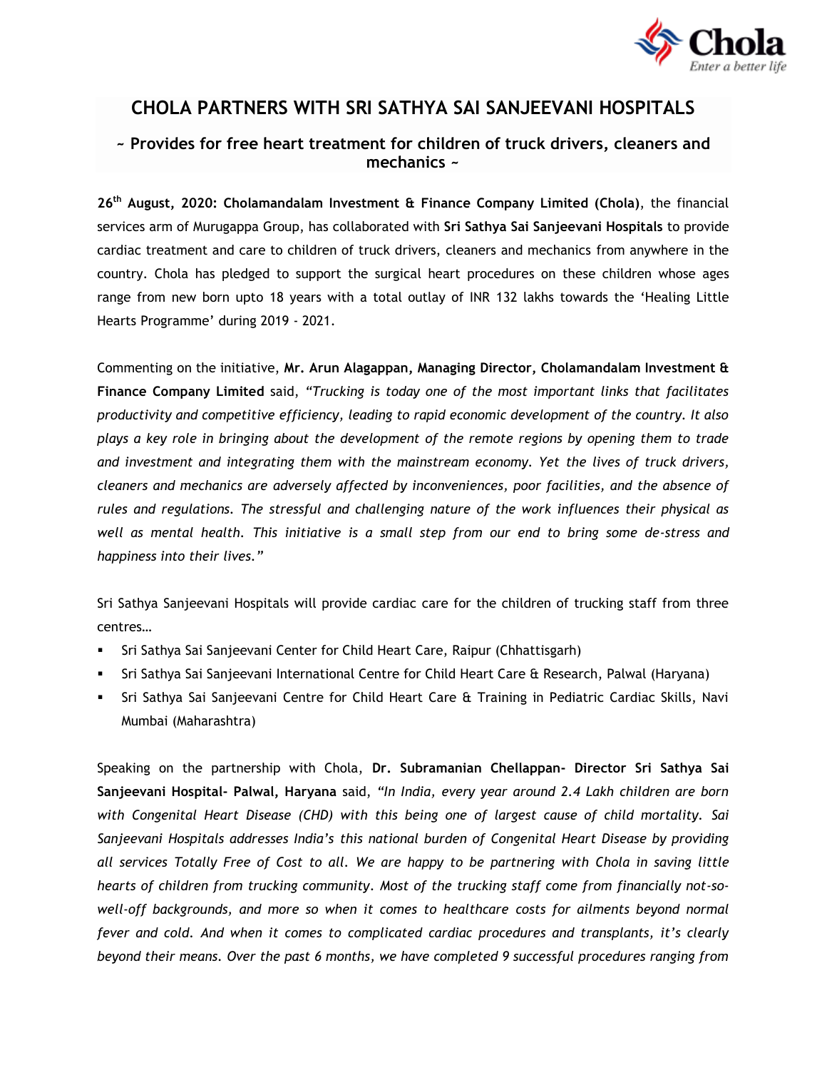# CHOLA PARTNERS WITH SRI SATHYA SAI SANJEEVANI HOSPITALS

## ~ Provides for free heart treatment for children of truck drivers, cleaners and mechanics ~

**26th August, 2020: Cholamandalam Investment & Finance Company Limited (Chola)**, the financial services arm of Murugappa Group, has collaborated with **Sri Sathya Sai Sanjeevani Hospitals** to provide cardiac treatment and care to children of truck drivers, cleaners and mechanics from anywhere in the country. Chola has pledged to support the surgical heart procedures on these children whose ages range from new born upto 18 years with a total outlay of INR 132 lakhs towards the 'Healing Little Hearts Programme' during 2019 - 2021.

Commenting on the initiative, **Mr. Arun Alagappan, Managing Director, Cholamandalam Investment & Finance Company Limited** said, *"Trucking is today one of the most important links that facilitates productivity and competitive efficiency, leading to rapid economic development of the country. It also plays a key role in bringing about the development of the remote regions by opening them to trade and investment and integrating them with the mainstream economy. Yet the lives of truck drivers, cleaners and mechanics are adversely affected by inconveniences, poor facilities, and the absence of rules and regulations. The stressful and challenging nature of the work influences their physical as well as mental health. This initiative is a small step from our end to bring some de-stress and happiness into their lives."*

Sri Sathya Sanjeevani Hospitals will provide cardiac care for the children of trucking staff from three centres…

- Sri Sathya Sai Sanjeevani Center for Child Heart Care, Raipur (Chhattisgarh)
- Sri Sathya Sai Sanjeevani International Centre for Child Heart Care & Research, Palwal (Haryana)
- Sri Sathya Sai Sanjeevani Centre for Child Heart Care & Training in Pediatric Cardiac Skills, Navi Mumbai (Maharashtra)

Speaking on the partnership with Chola, **Dr. Subramanian Chellappan- Director Sri Sathya Sai Sanjeevani Hospital- Palwal, Haryana** said, *"In India, every year around 2.4 Lakh children are born with Congenital Heart Disease (CHD) with this being one of largest cause of child mortality. Sai Sanjeevani Hospitals addresses India's this national burden of Congenital Heart Disease by providing all services Totally Free of Cost to all. We are happy to be partnering with Chola in saving little hearts of children from trucking community. Most of the trucking staff come from financially not-so-well-off backgrounds, and more so when it comes to healthcare costs for ailments beyond normal fever and cold. And when it comes to complicated cardiac procedures and transplants, it's clearly beyond their means. Over the past 6 months, we have completed 9 successful procedures ranging from*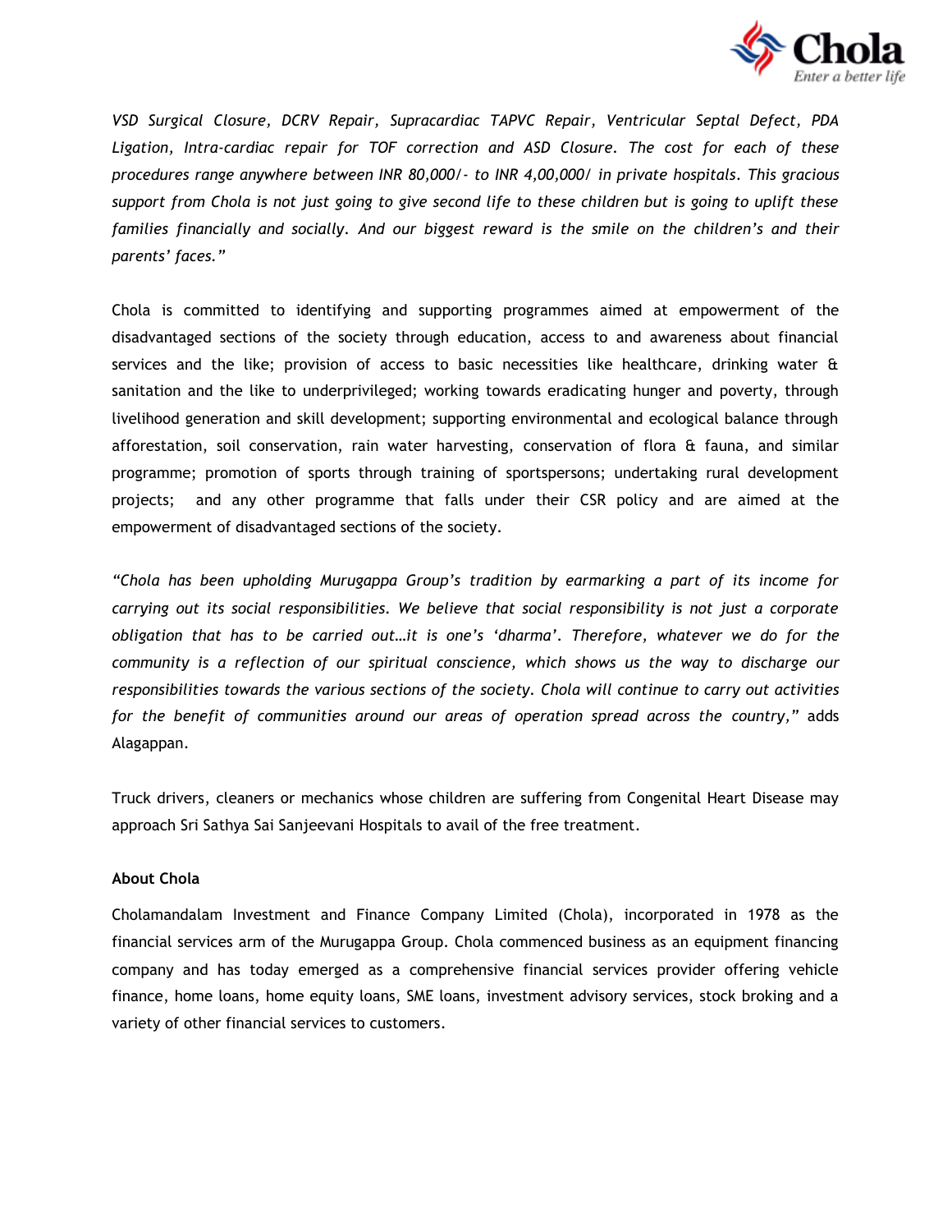*VSD Surgical Closure, DCRV Repair, Supracardiac TAPVC Repair, Ventricular Septal Defect, PDA Ligation, Intra-cardiac repair for TOF correction and ASD Closure. The cost for each of these procedures range anywhere between INR 80,000/- to INR 4,00,000/ in private hospitals. This gracious support from Chola is not just going to give second life to these children but is going to uplift these families financially and socially. And our biggest reward is the smile on the children's and their parents' faces."*

Chola is committed to identifying and supporting programmes aimed at empowerment of the disadvantaged sections of the society through education, access to and awareness about financial services and the like; provision of access to basic necessities like healthcare, drinking water & sanitation and the like to underprivileged; working towards eradicating hunger and poverty, through livelihood generation and skill development; supporting environmental and ecological balance through afforestation, soil conservation, rain water harvesting, conservation of flora & fauna, and similar programme; promotion of sports through training of sportspersons; undertaking rural development projects; and any other programme that falls under their CSR policy and are aimed at the empowerment of disadvantaged sections of the society.

*"Chola has been upholding Murugappa Group's tradition by earmarking a part of its income for carrying out its social responsibilities. We believe that social responsibility is not just a corporate obligation that has to be carried out…it is one's 'dharma'. Therefore, whatever we do for the community is a reflection of our spiritual conscience, which shows us the way to discharge our responsibilities towards the various sections of the society. Chola will continue to carry out activities for the benefit of communities around our areas of operation spread across the country,"* adds Alagappan.

Truck drivers, cleaners or mechanics whose children are suffering from Congenital Heart Disease may approach Sri Sathya Sai Sanjeevani Hospitals to avail of the free treatment.

**About Chola**

Cholamandalam Investment and Finance Company Limited (Chola), incorporated in 1978 as the financial services arm of the Murugappa Group. Chola commenced business as an equipment financing company and has today emerged as a comprehensive financial services provider offering vehicle finance, home loans, home equity loans, SME loans, investment advisory services, stock broking and a variety of other financial services to customers.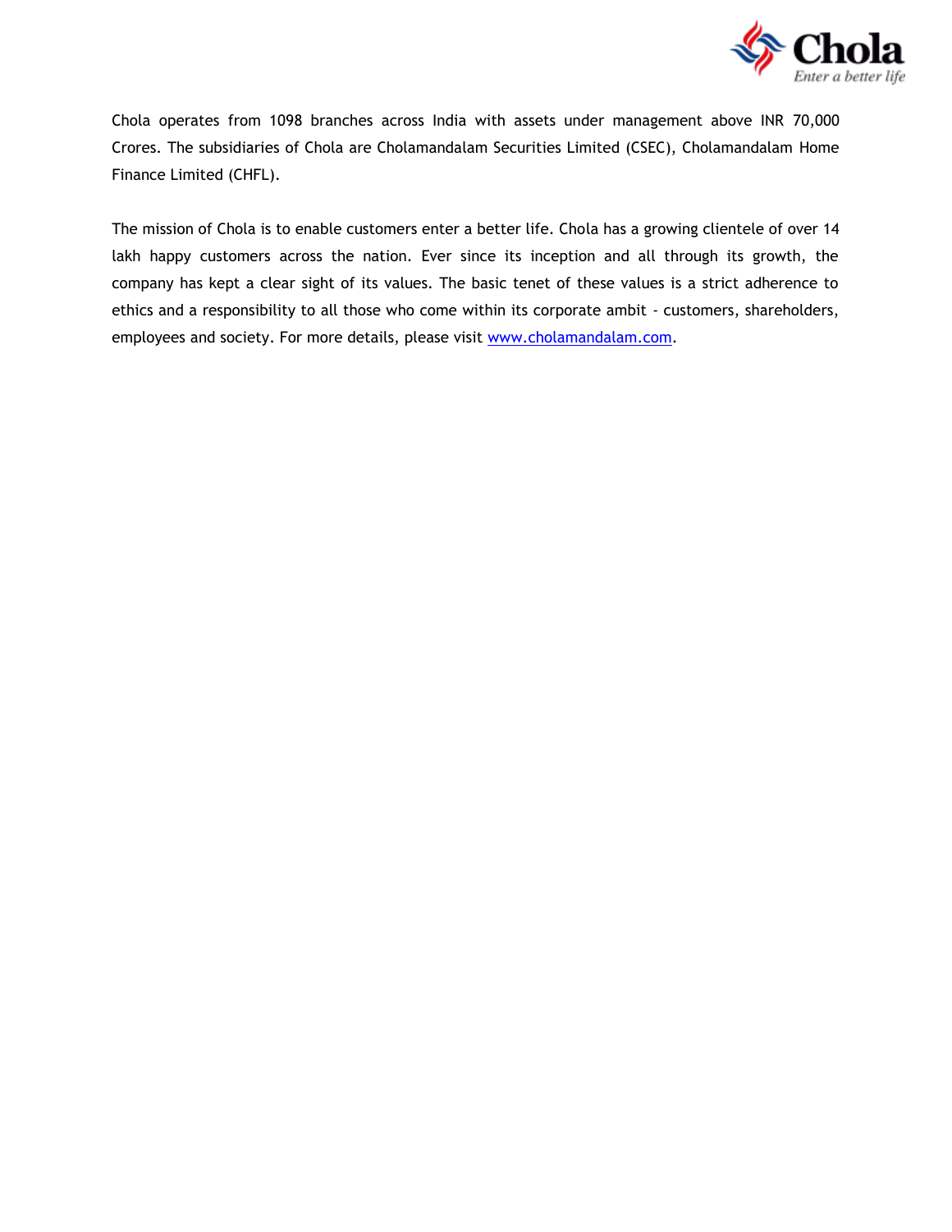Chola operates from 1098 branches across India with assets under management above INR 70,000 Crores. The subsidiaries of Chola are Cholamandalam Securities Limited (CSEC), Cholamandalam Home Finance Limited (CHFL).

The mission of Chola is to enable customers enter a better life. Chola has a growing clientele of over 14 lakh happy customers across the nation. Ever since its inception and all through its growth, the company has kept a clear sight of its values. The basic tenet of these values is a strict adherence to ethics and a responsibility to all those who come within its corporate ambit - customers, shareholders, employees and society. For more details, please visit [www.cholamandalam.com](http://www.cholamandalam.com).